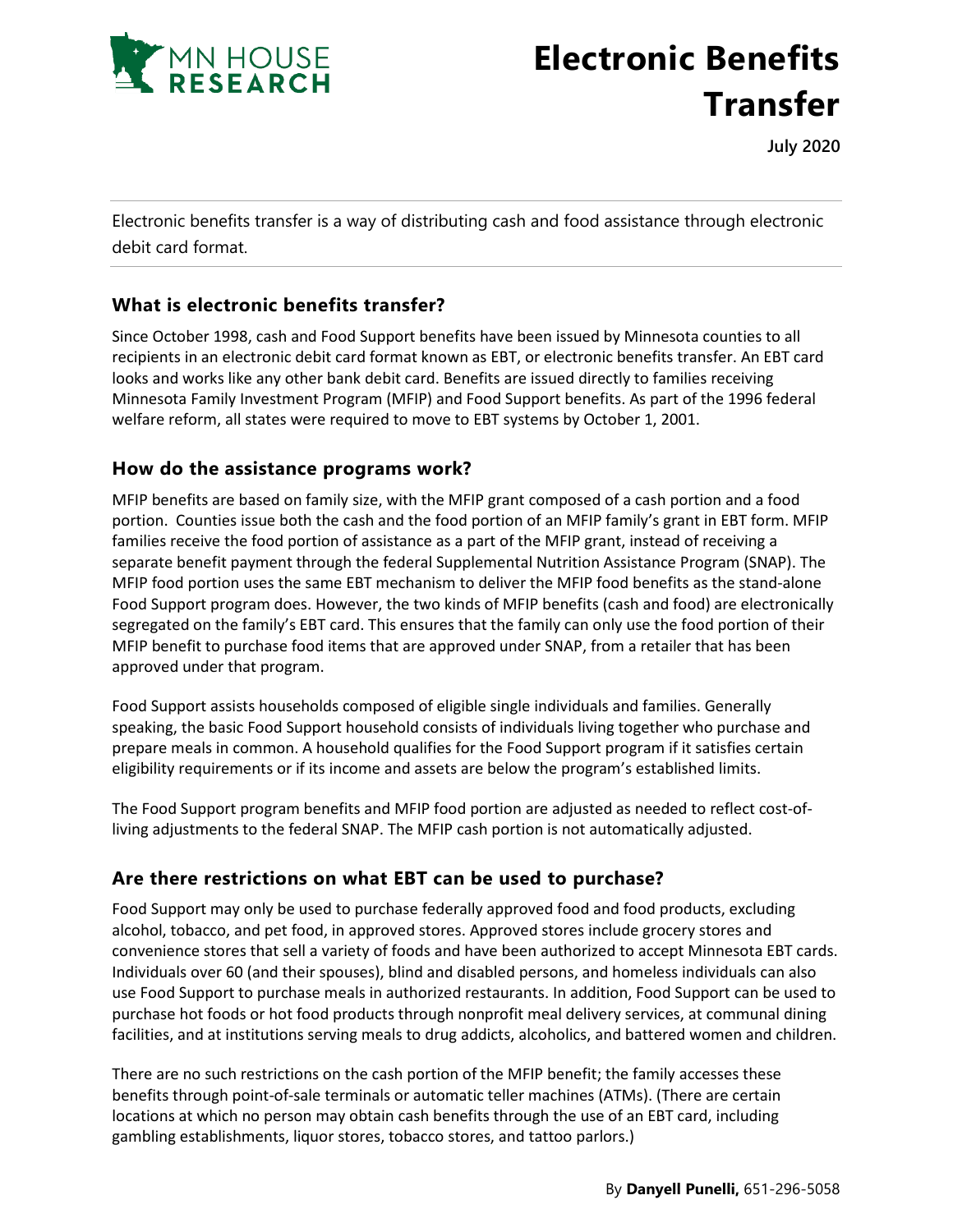# Electronic Benefits Transfer

**July 2020**

Electronic benefits transfer is a way of distributing cash and food assistance through electronic debit card format.

## What is electronic benefits transfer?

Since October 1998, cash and Food Support benefits have been issued by Minnesota counties to all recipients in an electronic debit card format known as EBT, or electronic benefits transfer. An EBT card looks and works like any other bank debit card. Benefits are issued directly to families receiving Minnesota Family Investment Program (MFIP) and Food Support benefits. As part of the 1996 federal welfare reform, all states were required to move to EBT systems by October 1, 2001.

## How do the assistance programs work?

MFIP benefits are based on family size, with the MFIP grant composed of a cash portion and a food portion. Counties issue both the cash and the food portion of an MFIP family's grant in EBT form. MFIP families receive the food portion of assistance as a part of the MFIP grant, instead of receiving a separate benefit payment through the federal Supplemental Nutrition Assistance Program (SNAP). The MFIP food portion uses the same EBT mechanism to deliver the MFIP food benefits as the stand-alone Food Support program does. However, the two kinds of MFIP benefits (cash and food) are electronically segregated on the family's EBT card. This ensures that the family can only use the food portion of their MFIP benefit to purchase food items that are approved under SNAP, from a retailer that has been approved under that program.

Food Support assists households composed of eligible single individuals and families. Generally speaking, the basic Food Support household consists of individuals living together who purchase and prepare meals in common. A household qualifies for the Food Support program if it satisfies certain eligibility requirements or if its income and assets are below the program's established limits.

The Food Support program benefits and MFIP food portion are adjusted as needed to reflect cost-of-living adjustments to the federal SNAP. The MFIP cash portion is not automatically adjusted.

## Are there restrictions on what EBT can be used to purchase?

Food Support may only be used to purchase federally approved food and food products, excluding alcohol, tobacco, and pet food, in approved stores. Approved stores include grocery stores and convenience stores that sell a variety of foods and have been authorized to accept Minnesota EBT cards. Individuals over 60 (and their spouses), blind and disabled persons, and homeless individuals can also use Food Support to purchase meals in authorized restaurants. In addition, Food Support can be used to purchase hot foods or hot food products through nonprofit meal delivery services, at communal dining facilities, and at institutions serving meals to drug addicts, alcoholics, and battered women and children.

There are no such restrictions on the cash portion of the MFIP benefit; the family accesses these benefits through point-of-sale terminals or automatic teller machines (ATMs). (There are certain locations at which no person may obtain cash benefits through the use of an EBT card, including gambling establishments, liquor stores, tobacco stores, and tattoo parlors.)

By **Danyell Punelli,** 651-296-5058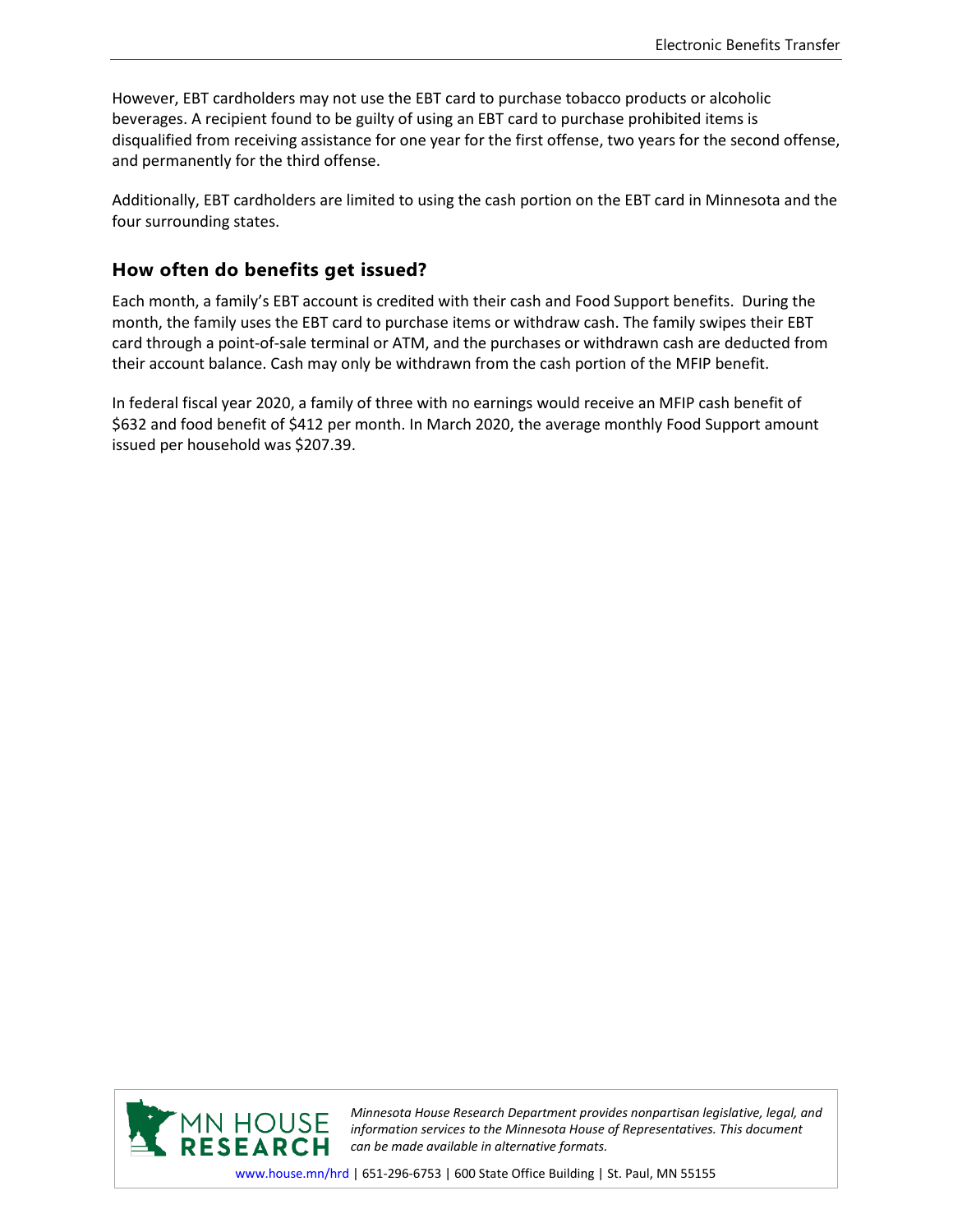However, EBT cardholders may not use the EBT card to purchase tobacco products or alcoholic beverages. A recipient found to be guilty of using an EBT card to purchase prohibited items is disqualified from receiving assistance for one year for the first offense, two years for the second offense, and permanently for the third offense.

Additionally, EBT cardholders are limited to using the cash portion on the EBT card in Minnesota and the four surrounding states.

## How often do benefits get issued?

Each month, a family's EBT account is credited with their cash and Food Support benefits. During the month, the family uses the EBT card to purchase items or withdraw cash. The family swipes their EBT card through a point-of-sale terminal or ATM, and the purchases or withdrawn cash are deducted from their account balance. Cash may only be withdrawn from the cash portion of the MFIP benefit.

In federal fiscal year 2020, a family of three with no earnings would receive an MFIP cash benefit of $632 and food benefit of $412 per month. In March 2020, the average monthly Food Support amount issued per household was $207.39.

MN HOUSE RESEARCH

*Minnesota House Research Department provides nonpartisan legislative, legal, and information services to the Minnesota House of Representatives. This document can be made available in alternative formats.*

www.house.mn/hrd | 651-296-6753 | 600 State Office Building | St. Paul, MN 55155